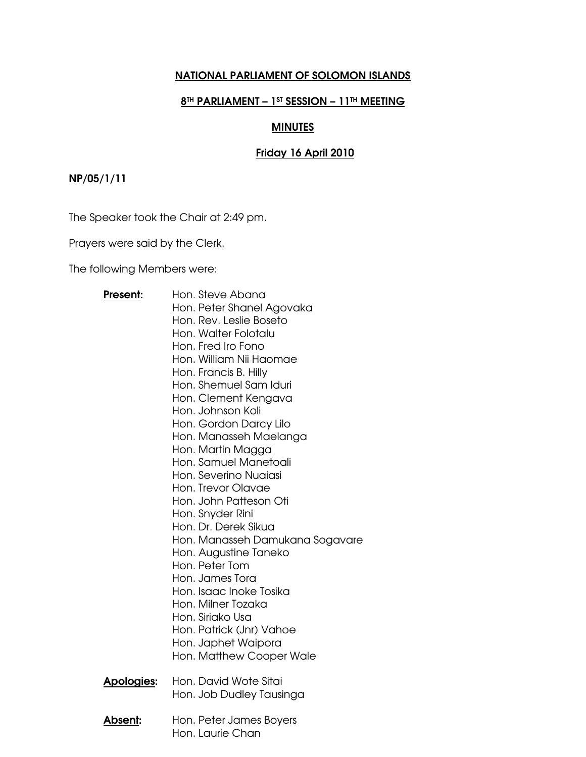# NATIONAL PARLIAMENT OF SOLOMON ISLANDS

## 8TH PARLIAMENT – 1ST SESSION – 11TH MEETING

## MINUTES

### Friday 16 April 2010

**NP/05/1/11**

The Speaker took the Chair at 2:49 pm.

Prayers were said by the Clerk.

The following Members were:

**Present:**

Hon. Steve Abana
Hon. Peter Shanel Agovaka
Hon. Rev. Leslie Boseto
Hon. Walter Folotalu
Hon. Fred Iro Fono
Hon. William Nii Haomae
Hon. Francis B. Hilly
Hon. Shemuel Sam Iduri
Hon. Clement Kengava
Hon. Johnson Koli
Hon. Gordon Darcy Lilo
Hon. Manasseh Maelanga
Hon. Martin Magga
Hon. Samuel Manetoali
Hon. Severino Nuaiasi
Hon. Trevor Olavae
Hon. John Patteson Oti
Hon. Snyder Rini
Hon. Dr. Derek Sikua
Hon. Manasseh Damukana Sogavare
Hon. Augustine Taneko
Hon. Peter Tom
Hon. James Tora
Hon. Isaac Inoke Tosika
Hon. Milner Tozaka
Hon. Siriako Usa
Hon. Patrick (Jnr) Vahoe
Hon. Japhet Waipora
Hon. Matthew Cooper Wale

**Apologies:**

Hon. David Wote Sitai
Hon. Job Dudley Tausinga

**Absent:**

Hon. Peter James Boyers
Hon. Laurie Chan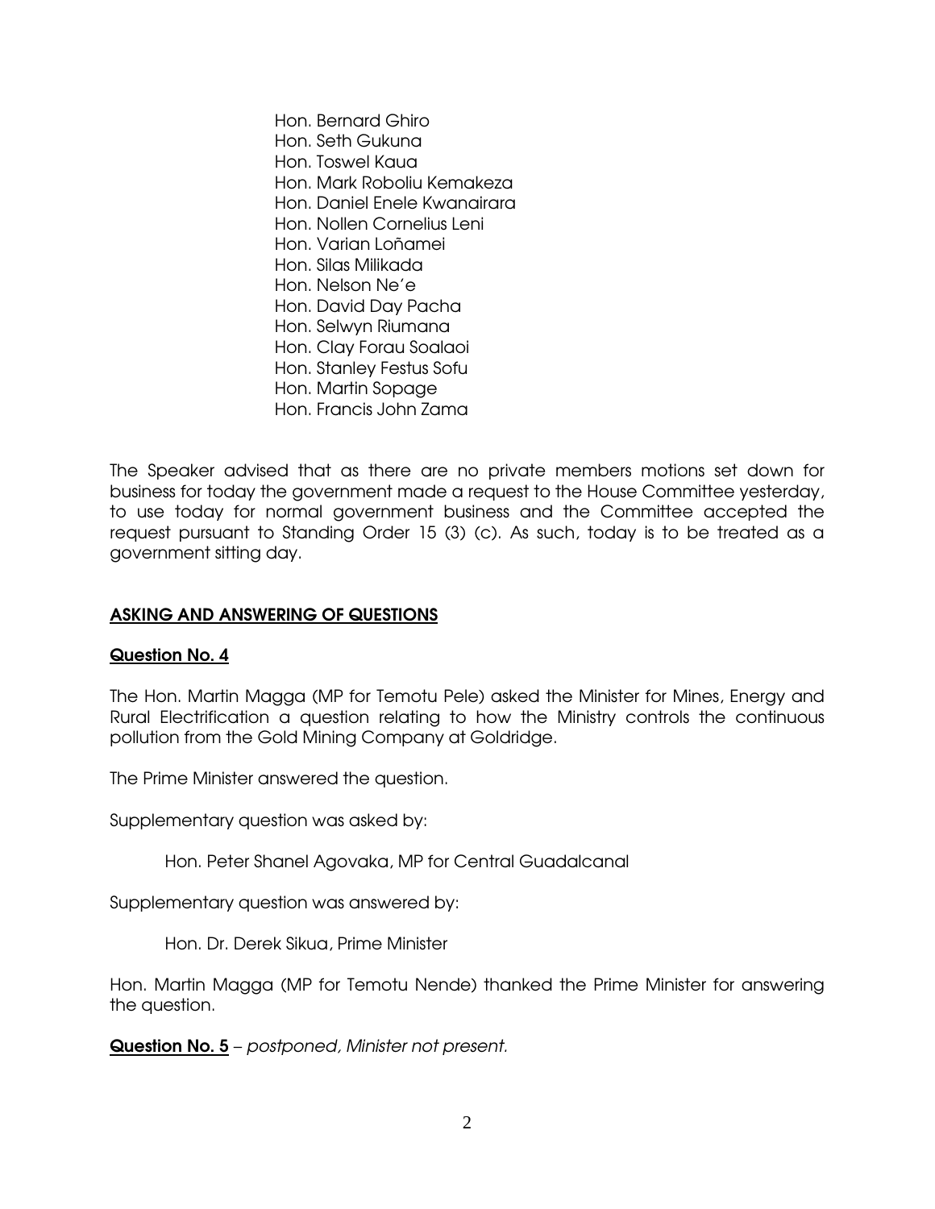Hon. Bernard Ghiro
Hon. Seth Gukuna
Hon. Toswel Kaua
Hon. Mark Roboliu Kemakeza
Hon. Daniel Enele Kwanairara
Hon. Nollen Cornelius Leni
Hon. Varian Loñamei
Hon. Silas Milikada
Hon. Nelson Ne'e
Hon. David Day Pacha
Hon. Selwyn Riumana
Hon. Clay Forau Soalaoi
Hon. Stanley Festus Sofu
Hon. Martin Sopage
Hon. Francis John Zama

The Speaker advised that as there are no private members motions set down for business for today the government made a request to the House Committee yesterday, to use today for normal government business and the Committee accepted the request pursuant to Standing Order 15 (3) (c). As such, today is to be treated as a government sitting day.

## ASKING AND ANSWERING OF QUESTIONS

### Question No. 4

The Hon. Martin Magga (MP for Temotu Pele) asked the Minister for Mines, Energy and Rural Electrification a question relating to how the Ministry controls the continuous pollution from the Gold Mining Company at Goldridge.

The Prime Minister answered the question.

Supplementary question was asked by:

Hon. Peter Shanel Agovaka, MP for Central Guadalcanal

Supplementary question was answered by:

Hon. Dr. Derek Sikua, Prime Minister

Hon. Martin Magga (MP for Temotu Nende) thanked the Prime Minister for answering the question.

**Question No. 5** – *postponed, Minister not present.*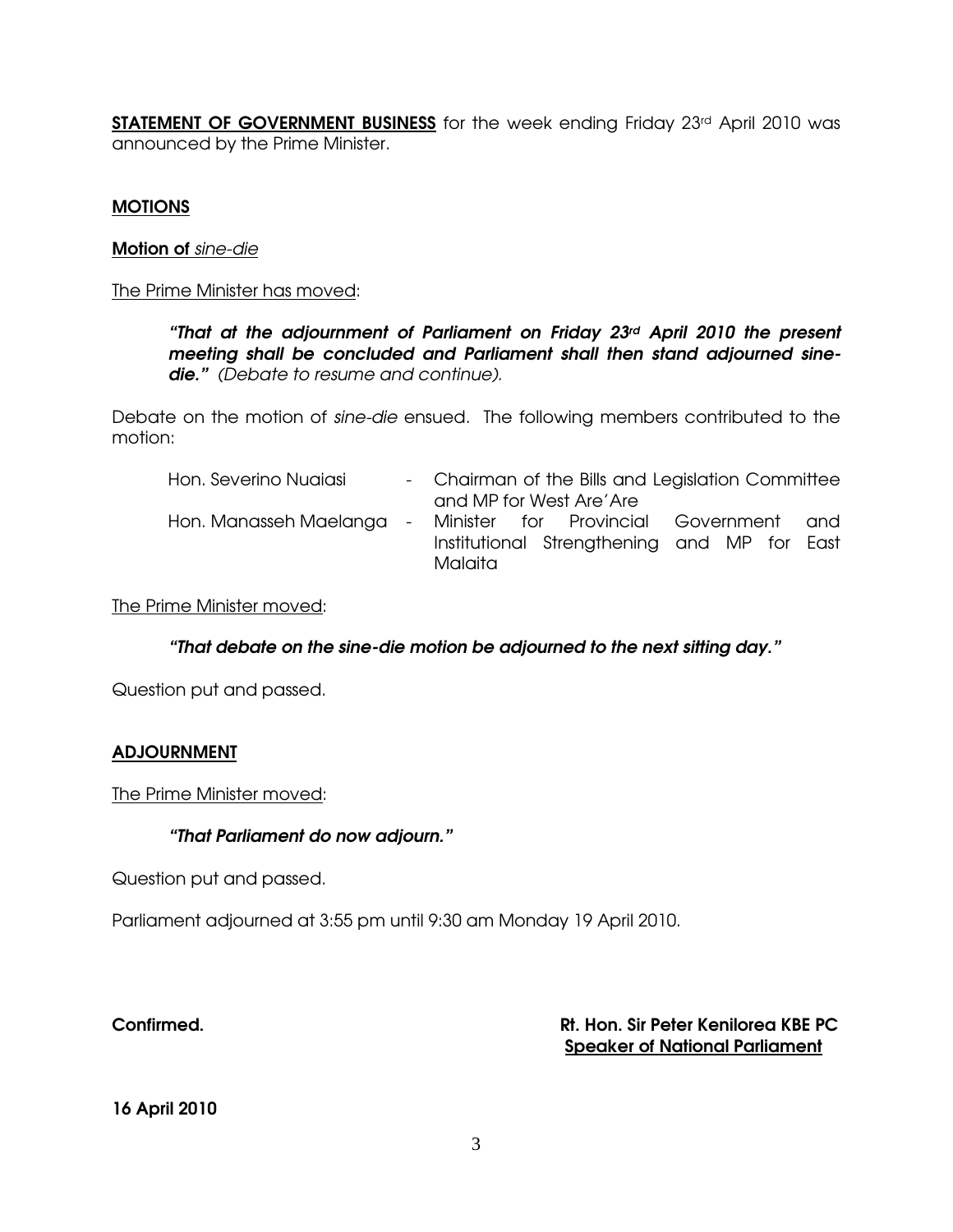**STATEMENT OF GOVERNMENT BUSINESS** for the week ending Friday 23rd April 2010 was announced by the Prime Minister.

## MOTIONS

**Motion of** ***sine-die***

The Prime Minister has moved:

> ***"That at the adjournment of Parliament on Friday 23rd April 2010 the present meeting shall be concluded and Parliament shall then stand adjourned sine-die."*** *(Debate to resume and continue).*

Debate on the motion of *sine-die* ensued. The following members contributed to the motion:

| | | |
|---|---|---|
| Hon. Severino Nuaiasi | - | Chairman of the Bills and Legislation Committee and MP for West Are'Are |
| Hon. Manasseh Maelanga | - | Minister for Provincial Government and Institutional Strengthening and MP for East Malaita |

The Prime Minister moved:

> ***"That debate on the sine-die motion be adjourned to the next sitting day."***

Question put and passed.

## ADJOURNMENT

The Prime Minister moved:

> ***"That Parliament do now adjourn."***

Question put and passed.

Parliament adjourned at 3:55 pm until 9:30 am Monday 19 April 2010.

**Confirmed.**

**Rt. Hon. Sir Peter Kenilorea KBE PC**
**Speaker of National Parliament**

**16 April 2010**